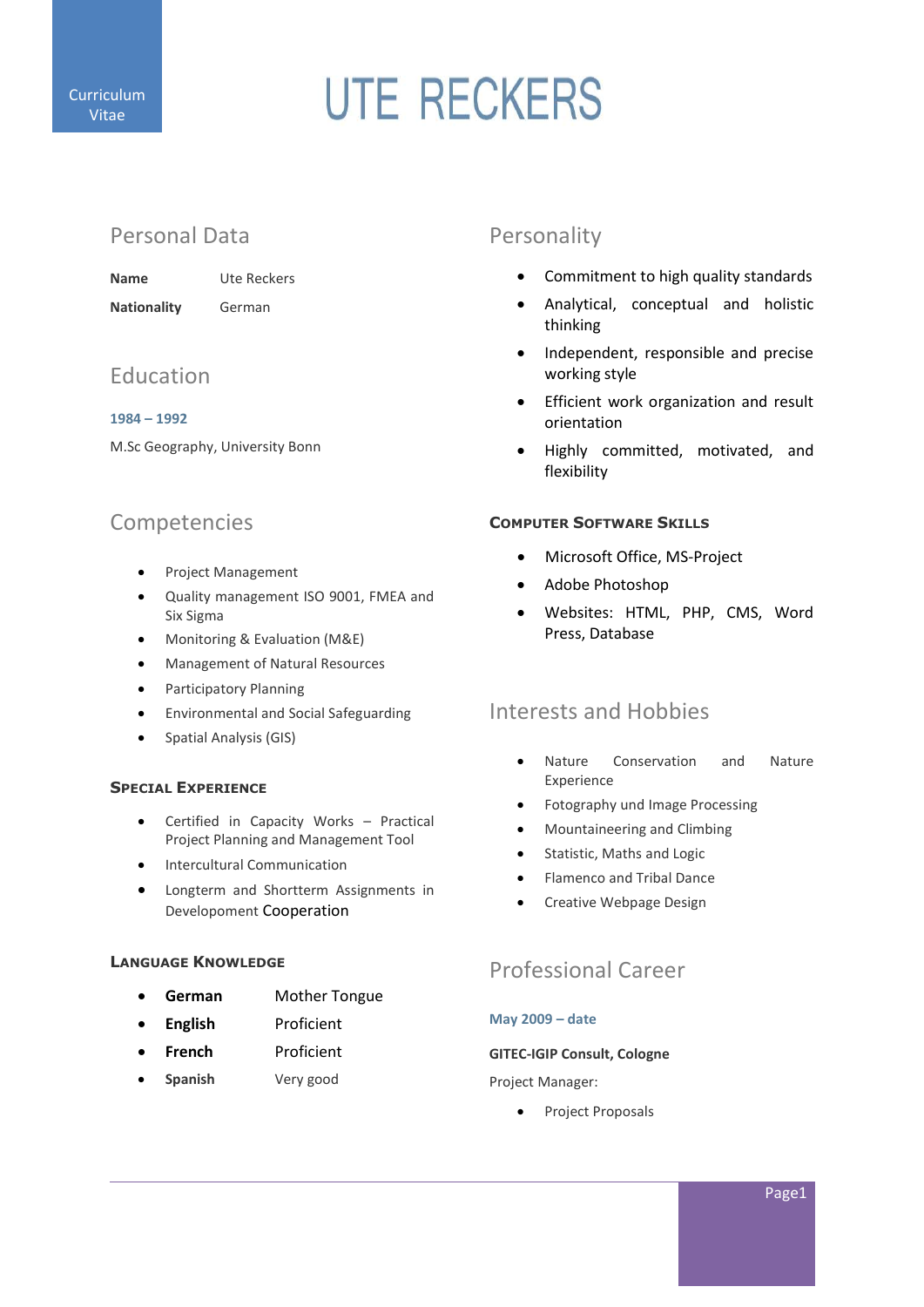Curriculum Vitae

# UTE RECKERS

## Personal Data

**Name** Ute Reckers

**Nationality** German

## Education

**1984 – 1992**

M.Sc Geography, University Bonn

## Competencies

- Project Management
- Quality management ISO 9001, FMEA and Six Sigma
- Monitoring & Evaluation (M&E)
- Management of Natural Resources
- Participatory Planning
- Environmental and Social Safeguarding
- Spatial Analysis (GIS)

### Special Experience

- Certified in Capacity Works – Practical Project Planning and Management Tool
- Intercultural Communication
- Longterm and Shortterm Assignments in Developoment Cooperation

### Language Knowledge

- **German** Mother Tongue
- **English** Proficient
- **French** Proficient
- **Spanish** Very good

## Personality

- Commitment to high quality standards
- Analytical, conceptual and holistic thinking
- Independent, responsible and precise working style
- Efficient work organization and result orientation
- Highly committed, motivated, and flexibility

### Computer Software Skills

- Microsoft Office, MS-Project
- Adobe Photoshop
- Websites: HTML, PHP, CMS, Word Press, Database

## Interests and Hobbies

- Nature Conservation and Nature Experience
- Fotography und Image Processing
- Mountaineering and Climbing
- Statistic, Maths and Logic
- Flamenco and Tribal Dance
- Creative Webpage Design

## Professional Career

**May 2009 – date**

**GITEC-IGIP Consult, Cologne**

Project Manager:

- Project Proposals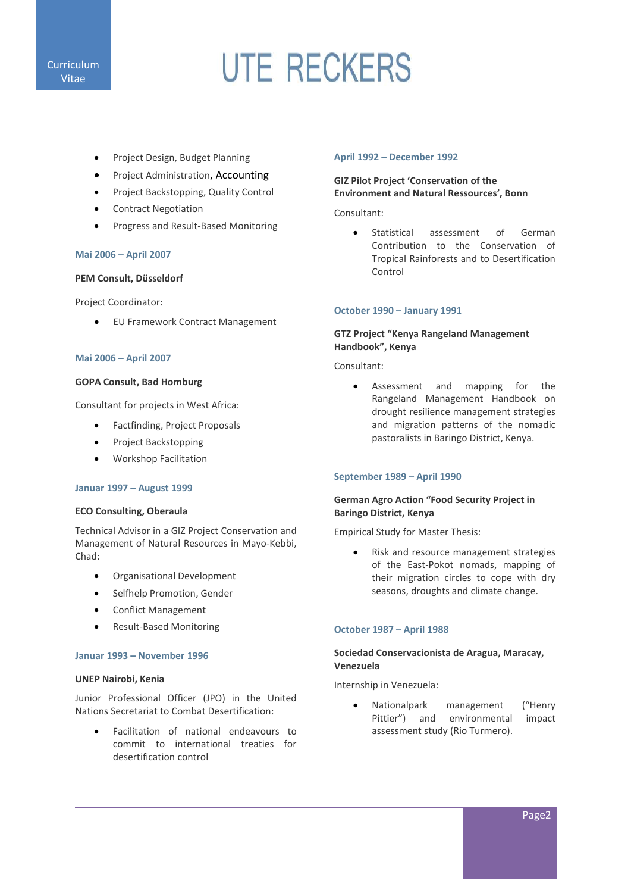Curriculum Vitae

# UTE RECKERS

- Project Design, Budget Planning
- Project Administration, Accounting
- Project Backstopping, Quality Control
- Contract Negotiation
- Progress and Result-Based Monitoring

### Mai 2006 – April 2007

**PEM Consult, Düsseldorf**

Project Coordinator:

- EU Framework Contract Management

### Mai 2006 – April 2007

**GOPA Consult, Bad Homburg**

Consultant for projects in West Africa:

- Factfinding, Project Proposals
- Project Backstopping
- Workshop Facilitation

### Januar 1997 – August 1999

**ECO Consulting, Oberaula**

Technical Advisor in a GIZ Project Conservation and Management of Natural Resources in Mayo-Kebbi, Chad:

- Organisational Development
- Selfhelp Promotion, Gender
- Conflict Management
- Result-Based Monitoring

### Januar 1993 – November 1996

**UNEP Nairobi, Kenia**

Junior Professional Officer (JPO) in the United Nations Secretariat to Combat Desertification:

- Facilitation of national endeavours to commit to international treaties for desertification control

### April 1992 – December 1992

**GIZ Pilot Project 'Conservation of the Environment and Natural Ressources', Bonn**

Consultant:

- Statistical assessment of German Contribution to the Conservation of Tropical Rainforests and to Desertification Control

### October 1990 – January 1991

**GTZ Project "Kenya Rangeland Management Handbook", Kenya**

Consultant:

- Assessment and mapping for the Rangeland Management Handbook on drought resilience management strategies and migration patterns of the nomadic pastoralists in Baringo District, Kenya.

### September 1989 – April 1990

**German Agro Action "Food Security Project in Baringo District, Kenya**

Empirical Study for Master Thesis:

- Risk and resource management strategies of the East-Pokot nomads, mapping of their migration circles to cope with dry seasons, droughts and climate change.

### October 1987 – April 1988

**Sociedad Conservacionista de Aragua, Maracay, Venezuela**

Internship in Venezuela:

- Nationalpark management ("Henry Pittier") and environmental impact assessment study (Rio Turmero).